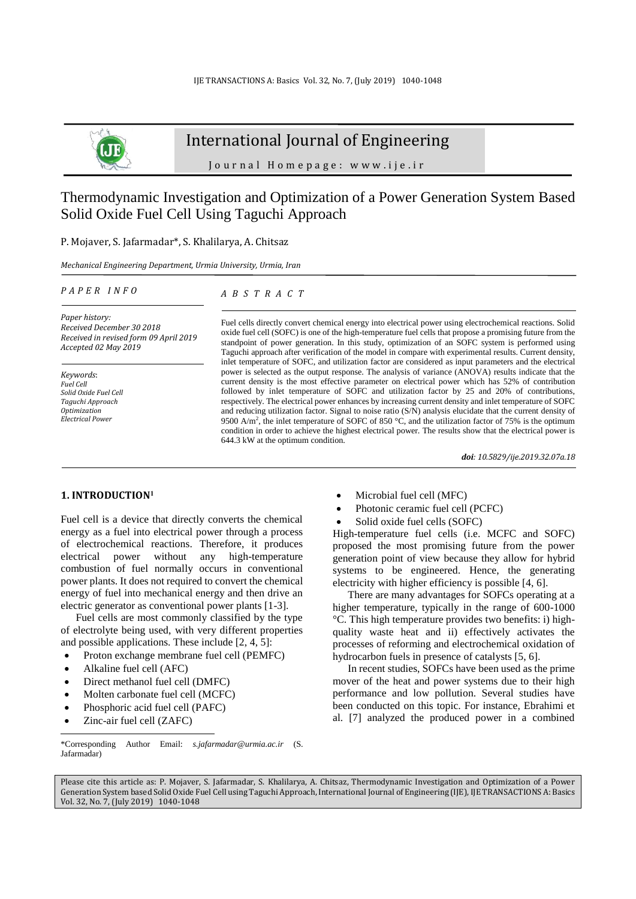# International Journal of Engineering

Journal Homepage: www.ije.ir

# Thermodynamic Investigation and Optimization of a Power Generation System Based Solid Oxide Fuel Cell Using Taguchi Approach

P. Mojaver, S. Jafarmadar*, S. Khalilarya, A. Chitsaz

*Mechanical Engineering Department, Urmia University, Urmia, Iran*

### PAPER INFO

*Paper history:*
*Received December 30 2018*
*Received in revised form 09 April 2019*
*Accepted 02 May 2019*

*Keywords*:
*Fuel Cell*
*Solid Oxide Fuel Cell*
*Taguchi Approach*
*Optimization*
*Electrical Power*

### ABSTRACT

Fuel cells directly convert chemical energy into electrical power using electrochemical reactions. Solid oxide fuel cell (SOFC) is one of the high-temperature fuel cells that propose a promising future from the standpoint of power generation. In this study, optimization of an SOFC system is performed using Taguchi approach after verification of the model in compare with experimental results. Current density, inlet temperature of SOFC, and utilization factor are considered as input parameters and the electrical power is selected as the output response. The analysis of variance (ANOVA) results indicate that the current density is the most effective parameter on electrical power which has 52% of contribution followed by inlet temperature of SOFC and utilization factor by 25 and 20% of contributions, respectively. The electrical power enhances by increasing current density and inlet temperature of SOFC and reducing utilization factor. Signal to noise ratio (S/N) analysis elucidate that the current density of 9500 A/m$^2$, the inlet temperature of SOFC of 850 °C, and the utilization factor of 75% is the optimum condition in order to achieve the highest electrical power. The results show that the electrical power is 644.3 kW at the optimum condition.

***doi**: 10.5829/ije.2019.32.07a.18*

## 1. INTRODUCTION[1]

Fuel cell is a device that directly converts the chemical energy as a fuel into electrical power through a process of electrochemical reactions. Therefore, it produces electrical power without any high-temperature combustion of fuel normally occurs in conventional power plants. It does not required to convert the chemical energy of fuel into mechanical energy and then drive an electric generator as conventional power plants [1-3].

Fuel cells are most commonly classified by the type of electrolyte being used, with very different properties and possible applications. These include [2, 4, 5]:

- Proton exchange membrane fuel cell (PEMFC)
- Alkaline fuel cell (AFC)
- Direct methanol fuel cell (DMFC)
- Molten carbonate fuel cell (MCFC)
- Phosphoric acid fuel cell (PAFC)
- Zinc-air fuel cell (ZAFC)
- Microbial fuel cell (MFC)
- Photonic ceramic fuel cell (PCFC)
- Solid oxide fuel cells (SOFC)

High-temperature fuel cells (i.e. MCFC and SOFC) proposed the most promising future from the power generation point of view because they allow for hybrid systems to be engineered. Hence, the generating electricity with higher efficiency is possible [4, 6].

There are many advantages for SOFCs operating at a higher temperature, typically in the range of 600-1000 °C. This high temperature provides two benefits: i) high-quality waste heat and ii) effectively activates the processes of reforming and electrochemical oxidation of hydrocarbon fuels in presence of catalysts [5, 6].

In recent studies, SOFCs have been used as the prime mover of the heat and power systems due to their high performance and low pollution. Several studies have been conducted on this topic. For instance, Ebrahimi et al. [7] analyzed the produced power in a combined

*Corresponding Author Email: *s.jafarmadar@urmia.ac.ir* (S. Jafarmadar)

Please cite this article as: P. Mojaver, S. Jafarmadar, S. Khalilarya, A. Chitsaz, Thermodynamic Investigation and Optimization of a Power Generation System based Solid Oxide Fuel Cell using Taguchi Approach, International Journal of Engineering (IJE), IJE TRANSACTIONS A: Basics Vol. 32, No. 7, (July 2019) 1040-1048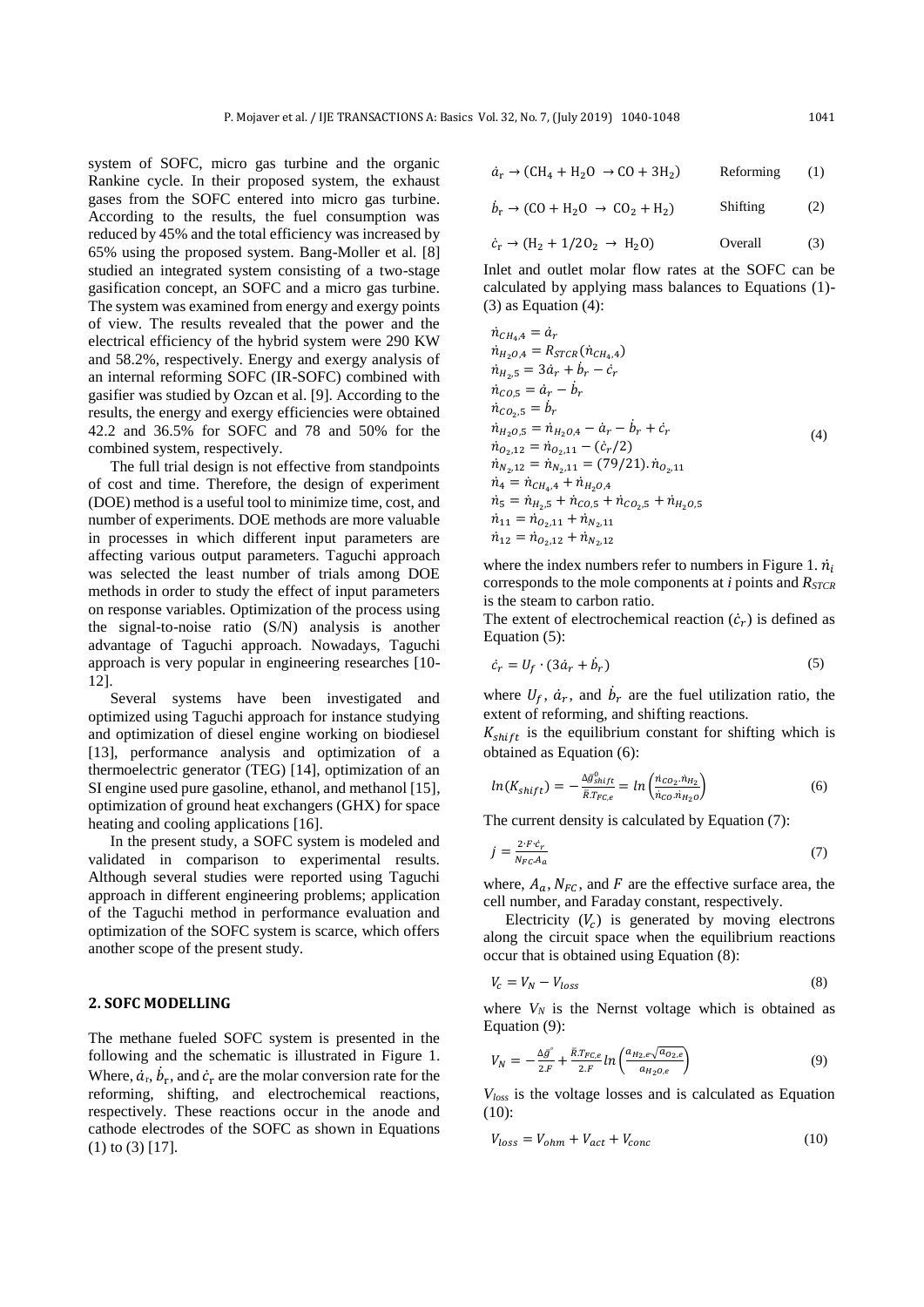system of SOFC, micro gas turbine and the organic Rankine cycle. In their proposed system, the exhaust gases from the SOFC entered into micro gas turbine. According to the results, the fuel consumption was reduced by 45% and the total efficiency was increased by 65% using the proposed system. Bang-Moller et al. [8] studied an integrated system consisting of a two-stage gasification concept, an SOFC and a micro gas turbine. The system was examined from energy and exergy points of view. The results revealed that the power and the electrical efficiency of the hybrid system were 290 KW and 58.2%, respectively. Energy and exergy analysis of an internal reforming SOFC (IR-SOFC) combined with gasifier was studied by Ozcan et al. [9]. According to the results, the energy and exergy efficiencies were obtained 42.2 and 36.5% for SOFC and 78 and 50% for the combined system, respectively.

The full trial design is not effective from standpoints of cost and time. Therefore, the design of experiment (DOE) method is a useful tool to minimize time, cost, and number of experiments. DOE methods are more valuable in processes in which different input parameters are affecting various output parameters. Taguchi approach was selected the least number of trials among DOE methods in order to study the effect of input parameters on response variables. Optimization of the process using the signal-to-noise ratio (S/N) analysis is another advantage of Taguchi approach. Nowadays, Taguchi approach is very popular in engineering researches [10-12].

Several systems have been investigated and optimized using Taguchi approach for instance studying and optimization of diesel engine working on biodiesel [13], performance analysis and optimization of a thermoelectric generator (TEG) [14], optimization of an SI engine used pure gasoline, ethanol, and methanol [15], optimization of ground heat exchangers (GHX) for space heating and cooling applications [16].

In the present study, a SOFC system is modeled and validated in comparison to experimental results. Although several studies were reported using Taguchi approach in different engineering problems; application of the Taguchi method in performance evaluation and optimization of the SOFC system is scarce, which offers another scope of the present study.

## 2. SOFC MODELLING

The methane fueled SOFC system is presented in the following and the schematic is illustrated in Figure 1. Where, $\dot{a}_r$, $\dot{b}_r$, and $\dot{c}_r$ are the molar conversion rate for the reforming, shifting, and electrochemical reactions, respectively. These reactions occur in the anode and cathode electrodes of the SOFC as shown in Equations (1) to (3) [17].

$$\dot{a}_r \rightarrow (CH_4 + H_2O \rightarrow CO + 3H_2) \qquad \text{Reforming} \qquad (1)$$

$$\dot{b}_r \rightarrow (CO + H_2O \rightarrow CO_2 + H_2) \qquad \text{Shifting} \qquad (2)$$

$$\dot{c}_r \rightarrow (H_2 + 1/2O_2 \rightarrow H_2O) \qquad \text{Overall} \qquad (3)$$

Inlet and outlet molar flow rates at the SOFC can be calculated by applying mass balances to Equations (1)-(3) as Equation (4):

$$\begin{aligned}
&\dot{n}_{CH_4,4} = \dot{a}_r \\
&\dot{n}_{H_2O,4} = R_{STCR}(\dot{n}_{CH_4,4}) \\
&\dot{n}_{H_2,5} = 3\dot{a}_r + \dot{b}_r - \dot{c}_r \\
&\dot{n}_{CO,5} = \dot{a}_r - \dot{b}_r \\
&\dot{n}_{CO_2,5} = \dot{b}_r \\
&\dot{n}_{H_2O,5} = \dot{n}_{H_2O,4} - \dot{a}_r - \dot{b}_r + \dot{c}_r \\
&\dot{n}_{O_2,12} = \dot{n}_{O_2,11} - (\dot{c}_r/2) \\
&\dot{n}_{N_2,12} = \dot{n}_{N_2,11} = (79/21).\dot{n}_{O_2,11} \\
&\dot{n}_4 = \dot{n}_{CH_4,4} + \dot{n}_{H_2O,4} \\
&\dot{n}_5 = \dot{n}_{H_2,5} + \dot{n}_{CO,5} + \dot{n}_{CO_2,5} + \dot{n}_{H_2O,5} \\
&\dot{n}_{11} = \dot{n}_{O_2,11} + \dot{n}_{N_2,11} \\
&\dot{n}_{12} = \dot{n}_{O_2,12} + \dot{n}_{N_2,12}
\end{aligned} \qquad (4)$$

where the index numbers refer to numbers in Figure 1. $\dot{n}_i$ corresponds to the mole components at $i$ points and $R_{STCR}$ is the steam to carbon ratio.

The extent of electrochemical reaction ($\dot{c}_r$) is defined as Equation (5):

$$\dot{c}_r = U_f \cdot (3\dot{a}_r + \dot{b}_r) \qquad (5)$$

where $U_f$, $\dot{a}_r$, and $\dot{b}_r$ are the fuel utilization ratio, the extent of reforming, and shifting reactions.

$K_{shift}$ is the equilibrium constant for shifting which is obtained as Equation (6):

$$ln(K_{shift}) = -\frac{\Delta\bar{g}^0_{shift}}{\bar{R}.T_{FC,e}} = ln\left(\frac{\dot{n}_{CO_2}.\dot{n}_{H_2}}{\dot{n}_{CO}.\dot{n}_{H_2O}}\right) \qquad (6)$$

The current density is calculated by Equation (7):

$$j = \frac{2 \cdot F \cdot \dot{c}_r}{N_{FC}.A_a} \qquad (7)$$

where, $A_a$, $N_{FC}$, and $F$ are the effective surface area, the cell number, and Faraday constant, respectively.

Electricity ($V_c$) is generated by moving electrons along the circuit space when the equilibrium reactions occur that is obtained using Equation (8):

$$V_c = V_N - V_{loss} \qquad (8)$$

where $V_N$ is the Nernst voltage which is obtained as Equation (9):

$$V_N = -\frac{\Delta\bar{g}^{\circ}}{2.F} + \frac{\bar{R}.T_{FC,e}}{2.F} ln\left(\frac{a_{H_2,e}\sqrt{a_{O_2,e}}}{a_{H_2O,e}}\right) \qquad (9)$$

$V_{loss}$ is the voltage losses and is calculated as Equation (10):

$$V_{loss} = V_{ohm} + V_{act} + V_{conc} \qquad (10)$$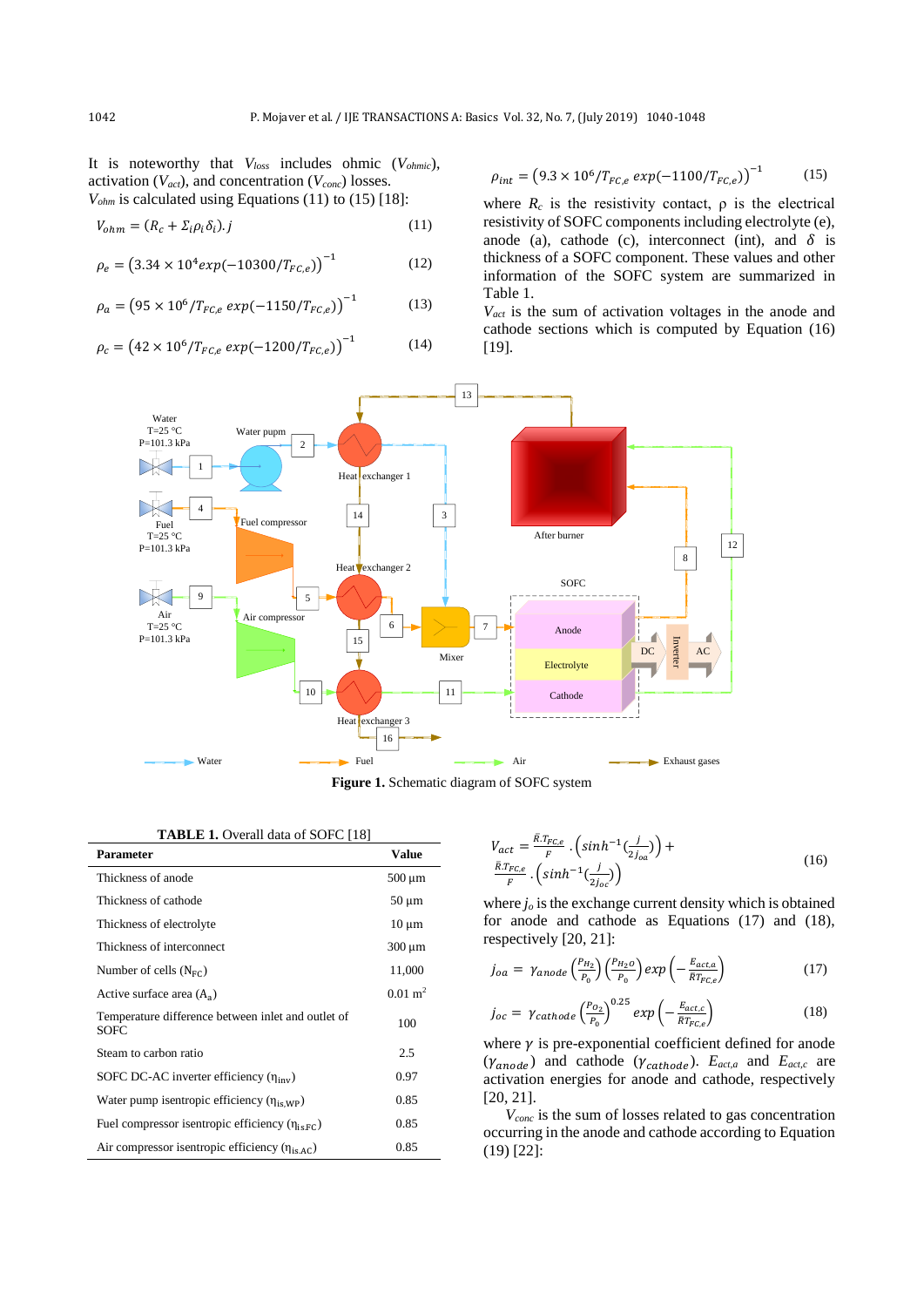It is noteworthy that $V_{loss}$ includes ohmic ($V_{ohmic}$), activation ($V_{act}$), and concentration ($V_{conc}$) losses.

$V_{ohm}$ is calculated using Equations (11) to (15) [18]:

$$V_{ohm} = (R_c + \Sigma_i \rho_i \delta_i).j \quad (11)$$

$$\rho_e = \left(3.34 \times 10^4 exp(-10300/T_{FC,e})\right)^{-1} \quad (12)$$

$$\rho_a = \left(95 \times 10^6/T_{FC,e}\ exp(-1150/T_{FC,e})\right)^{-1} \quad (13)$$

$$\rho_c = \left(42 \times 10^6/T_{FC,e}\ exp(-1200/T_{FC,e})\right)^{-1} \quad (14)$$

$$\rho_{int} = \left(9.3 \times 10^6/T_{FC,e}\ exp(-1100/T_{FC,e})\right)^{-1} \quad (15)$$

where $R_c$ is the resistivity contact, ρ is the electrical resistivity of SOFC components including electrolyte (e), anode (a), cathode (c), interconnect (int), and $\delta$ is thickness of a SOFC component. These values and other information of the SOFC system are summarized in Table 1.

$V_{act}$ is the sum of activation voltages in the anode and cathode sections which is computed by Equation (16) [19].

**Figure 1.** Schematic diagram of SOFC system

**TABLE 1.** Overall data of SOFC [18]

| Parameter | Value |
|---|---|
| Thickness of anode | 500 µm |
| Thickness of cathode | 50 µm |
| Thickness of electrolyte | 10 µm |
| Thickness of interconnect | 300 µm |
| Number of cells ($N_{FC}$) | 11,000 |
| Active surface area ($A_a$) | 0.01 m$^2$ |
| Temperature difference between inlet and outlet of SOFC | 100 |
| Steam to carbon ratio | 2.5 |
| SOFC DC-AC inverter efficiency ($\eta_{inv}$) | 0.97 |
| Water pump isentropic efficiency ($\eta_{is,WP}$) | 0.85 |
| Fuel compressor isentropic efficiency ($\eta_{is,FC}$) | 0.85 |
| Air compressor isentropic efficiency ($\eta_{is,AC}$) | 0.85 |

$$V_{act} = \frac{\bar{R}.T_{FC,e}}{F}.\left(sinh^{-1}(\frac{j}{2j_{oa}})\right) + \frac{\bar{R}.T_{FC,e}}{F}.\left(sinh^{-1}(\frac{j}{2j_{oc}})\right) \quad (16)$$

where $j_o$ is the exchange current density which is obtained for anode and cathode as Equations (17) and (18), respectively [20, 21]:

$$j_{oa} = \gamma_{anode}\left(\frac{P_{H_2}}{P_0}\right)\left(\frac{P_{H_2O}}{P_0}\right) exp\left(-\frac{E_{act,a}}{\bar{R}T_{FC,e}}\right) \quad (17)$$

$$j_{oc} = \gamma_{cathode}\left(\frac{P_{O_2}}{P_0}\right)^{0.25} exp\left(-\frac{E_{act,c}}{\bar{R}T_{FC,e}}\right) \quad (18)$$

where $\gamma$ is pre-exponential coefficient defined for anode ($\gamma_{anode}$) and cathode ($\gamma_{cathode}$). $E_{act,a}$ and $E_{act,c}$ are activation energies for anode and cathode, respectively [20, 21].

$V_{conc}$ is the sum of losses related to gas concentration occurring in the anode and cathode according to Equation (19) [22]: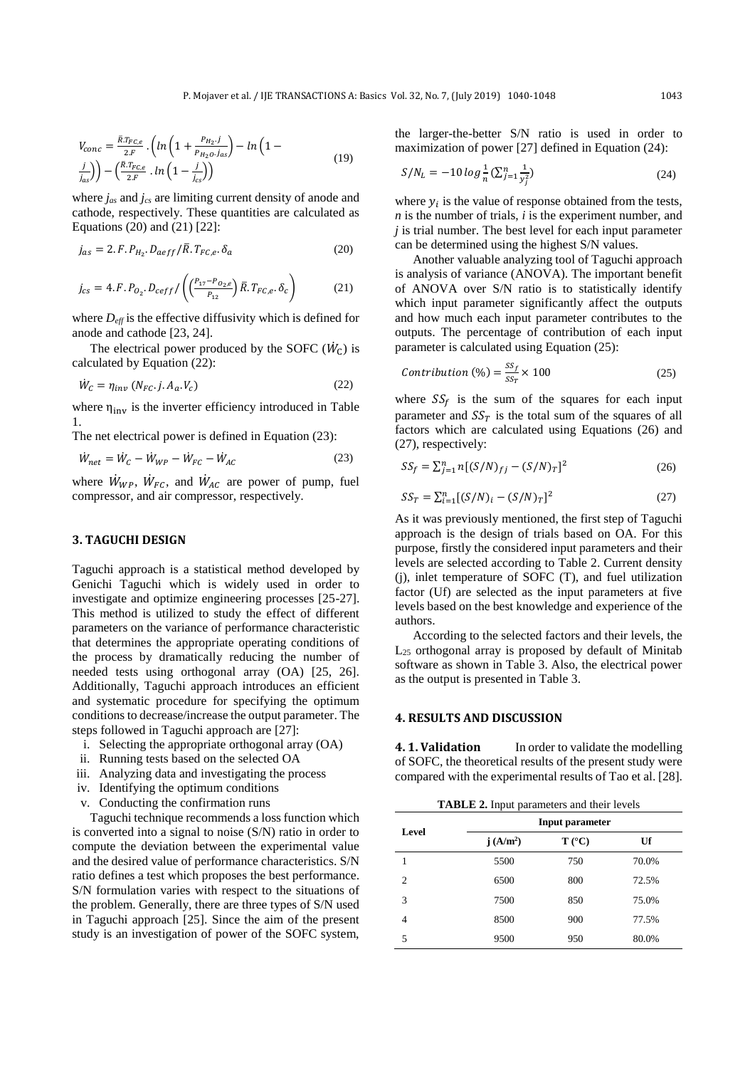$$V_{conc} = \frac{\bar{R}.T_{FC,e}}{2.F} . \left( ln\left(1 + \frac{P_{H_2}.j}{P_{H_2O}.j_{as}}\right) - ln\left(1 - \frac{j}{j_{as}}\right)\right) - \left(\frac{\bar{R}.T_{FC,e}}{2.F} . ln\left(1 - \frac{j}{j_{cs}}\right)\right) \tag{19}$$

where $j_{as}$ and $j_{cs}$ are limiting current density of anode and cathode, respectively. These quantities are calculated as Equations (20) and (21) [22]:

$$j_{as} = 2.F.P_{H_2}.D_{aeff}/\bar{R}.T_{FC,e}.\delta_a \tag{20}$$

$$j_{cs} = 4.F.P_{O_2}.D_{ceff}/\left(\left(\frac{P_{17}-P_{O_2 e}}{P_{12}}\right)\bar{R}.T_{FC,e}.\delta_c\right) \tag{21}$$

where $D_{eff}$ is the effective diffusivity which is defined for anode and cathode [23, 24].

The electrical power produced by the SOFC ($\dot{W}_C$) is calculated by Equation (22):

$$\dot{W}_C = \eta_{inv}\ (N_{FC}.j.A_a.V_c) \tag{22}$$

where $\eta_{inv}$ is the inverter efficiency introduced in Table 1.

The net electrical power is defined in Equation (23):

$$\dot{W}_{net} = \dot{W}_C - \dot{W}_{WP} - \dot{W}_{FC} - \dot{W}_{AC} \tag{23}$$

where $\dot{W}_{WP}$, $\dot{W}_{FC}$, and $\dot{W}_{AC}$ are power of pump, fuel compressor, and air compressor, respectively.

## 3. TAGUCHI DESIGN

Taguchi approach is a statistical method developed by Genichi Taguchi which is widely used in order to investigate and optimize engineering processes [25-27]. This method is utilized to study the effect of different parameters on the variance of performance characteristic that determines the appropriate operating conditions of the process by dramatically reducing the number of needed tests using orthogonal array (OA) [25, 26]. Additionally, Taguchi approach introduces an efficient and systematic procedure for specifying the optimum conditions to decrease/increase the output parameter. The steps followed in Taguchi approach are [27]:

i. Selecting the appropriate orthogonal array (OA)
ii. Running tests based on the selected OA
iii. Analyzing data and investigating the process
iv. Identifying the optimum conditions
v. Conducting the confirmation runs

Taguchi technique recommends a loss function which is converted into a signal to noise (S/N) ratio in order to compute the deviation between the experimental value and the desired value of performance characteristics. S/N ratio defines a test which proposes the best performance. S/N formulation varies with respect to the situations of the problem. Generally, there are three types of S/N used in Taguchi approach [25]. Since the aim of the present study is an investigation of power of the SOFC system, the larger-the-better S/N ratio is used in order to maximization of power [27] defined in Equation (24):

$$S/N_L = -10\,log\,\frac{1}{n}\left(\sum_{j=1}^{n}\frac{1}{y_j^2}\right) \tag{24}$$

where $y_i$ is the value of response obtained from the tests, $n$ is the number of trials, $i$ is the experiment number, and $j$ is trial number. The best level for each input parameter can be determined using the highest S/N values.

Another valuable analyzing tool of Taguchi approach is analysis of variance (ANOVA). The important benefit of ANOVA over S/N ratio is to statistically identify which input parameter significantly affect the outputs and how much each input parameter contributes to the outputs. The percentage of contribution of each input parameter is calculated using Equation (25):

$$Contribution\ (\%) = \frac{SS_f}{SS_T} \times 100 \tag{25}$$

where $SS_f$ is the sum of the squares for each input parameter and $SS_T$ is the total sum of the squares of all factors which are calculated using Equations (26) and (27), respectively:

$$SS_f = \sum_{j=1}^{n} n[(S/N)_{fj} - (S/N)_T]^2 \tag{26}$$

$$SS_T = \sum_{i=1}^{n}[(S/N)_i - (S/N)_T]^2 \tag{27}$$

As it was previously mentioned, the first step of Taguchi approach is the design of trials based on OA. For this purpose, firstly the considered input parameters and their levels are selected according to Table 2. Current density (j), inlet temperature of SOFC (T), and fuel utilization factor (Uf) are selected as the input parameters at five levels based on the best knowledge and experience of the authors.

According to the selected factors and their levels, the $L_{25}$ orthogonal array is proposed by default of Minitab software as shown in Table 3. Also, the electrical power as the output is presented in Table 3.

## 4. RESULTS AND DISCUSSION

**4. 1. Validation** In order to validate the modelling of SOFC, the theoretical results of the present study were compared with the experimental results of Tao et al. [28].

**TABLE 2.** Input parameters and their levels

| Level | Input parameter | | |
|---|---|---|---|
| | j (A/m²) | T (°C) | Uf |
| 1 | 5500 | 750 | 70.0% |
| 2 | 6500 | 800 | 72.5% |
| 3 | 7500 | 850 | 75.0% |
| 4 | 8500 | 900 | 77.5% |
| 5 | 9500 | 950 | 80.0% |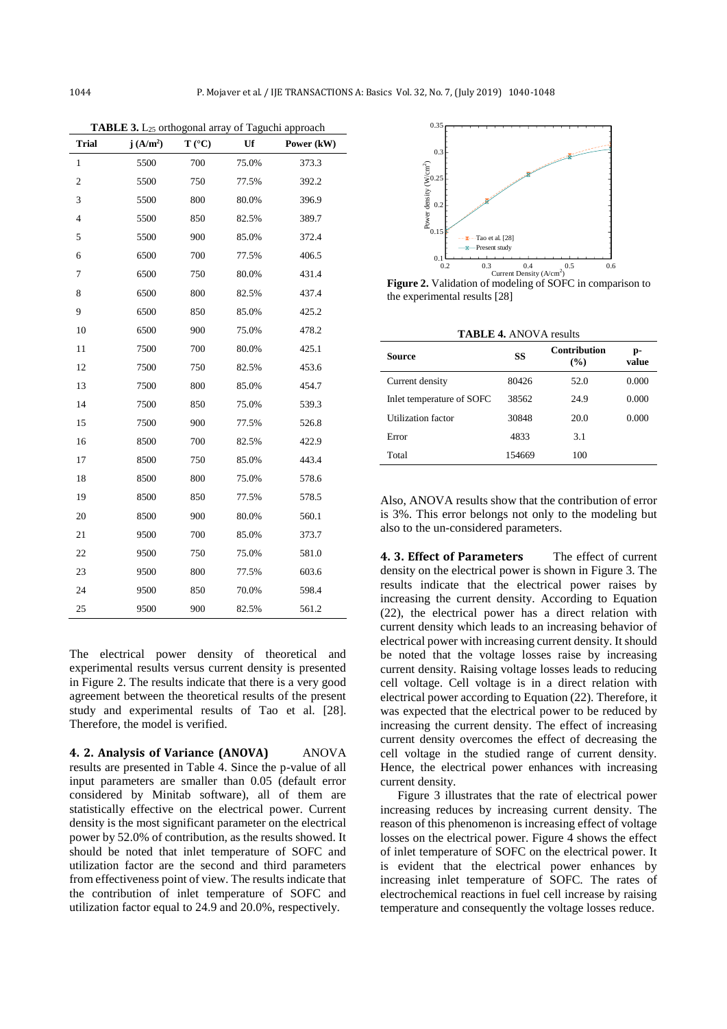**TABLE 3.** $L_{25}$ orthogonal array of Taguchi approach

| Trial | j (A/m$^2$) | T (°C) | Uf | Power (kW) |
|---|---|---|---|---|
| 1 | 5500 | 700 | 75.0% | 373.3 |
| 2 | 5500 | 750 | 77.5% | 392.2 |
| 3 | 5500 | 800 | 80.0% | 396.9 |
| 4 | 5500 | 850 | 82.5% | 389.7 |
| 5 | 5500 | 900 | 85.0% | 372.4 |
| 6 | 6500 | 700 | 77.5% | 406.5 |
| 7 | 6500 | 750 | 80.0% | 431.4 |
| 8 | 6500 | 800 | 82.5% | 437.4 |
| 9 | 6500 | 850 | 85.0% | 425.2 |
| 10 | 6500 | 900 | 75.0% | 478.2 |
| 11 | 7500 | 700 | 80.0% | 425.1 |
| 12 | 7500 | 750 | 82.5% | 453.6 |
| 13 | 7500 | 800 | 85.0% | 454.7 |
| 14 | 7500 | 850 | 75.0% | 539.3 |
| 15 | 7500 | 900 | 77.5% | 526.8 |
| 16 | 8500 | 700 | 82.5% | 422.9 |
| 17 | 8500 | 750 | 85.0% | 443.4 |
| 18 | 8500 | 800 | 75.0% | 578.6 |
| 19 | 8500 | 850 | 77.5% | 578.5 |
| 20 | 8500 | 900 | 80.0% | 560.1 |
| 21 | 9500 | 700 | 85.0% | 373.7 |
| 22 | 9500 | 750 | 75.0% | 581.0 |
| 23 | 9500 | 800 | 77.5% | 603.6 |
| 24 | 9500 | 850 | 70.0% | 598.4 |
| 25 | 9500 | 900 | 82.5% | 561.2 |

The electrical power density of theoretical and experimental results versus current density is presented in Figure 2. The results indicate that there is a very good agreement between the theoretical results of the present study and experimental results of Tao et al. [28]. Therefore, the model is verified.

**Figure 2.** Validation of modeling of SOFC in comparison to the experimental results [28]

### 4. 2. Analysis of Variance (ANOVA)

ANOVA results are presented in Table 4. Since the p-value of all input parameters are smaller than 0.05 (default error considered by Minitab software), all of them are statistically effective on the electrical power. Current density is the most significant parameter on the electrical power by 52.0% of contribution, as the results showed. It should be noted that inlet temperature of SOFC and utilization factor are the second and third parameters from effectiveness point of view. The results indicate that the contribution of inlet temperature of SOFC and utilization factor equal to 24.9 and 20.0%, respectively.

**TABLE 4.** ANOVA results

| Source | SS | Contribution (%) | p-value |
|---|---|---|---|
| Current density | 80426 | 52.0 | 0.000 |
| Inlet temperature of SOFC | 38562 | 24.9 | 0.000 |
| Utilization factor | 30848 | 20.0 | 0.000 |
| Error | 4833 | 3.1 | |
| Total | 154669 | 100 | |

Also, ANOVA results show that the contribution of error is 3%. This error belongs not only to the modeling but also to the un-considered parameters.

### 4. 3. Effect of Parameters

The effect of current density on the electrical power is shown in Figure 3. The results indicate that the electrical power raises by increasing the current density. According to Equation (22), the electrical power has a direct relation with current density which leads to an increasing behavior of electrical power with increasing current density. It should be noted that the voltage losses raise by increasing current density. Raising voltage losses leads to reducing cell voltage. Cell voltage is in a direct relation with electrical power according to Equation (22). Therefore, it was expected that the electrical power to be reduced by increasing the current density. The effect of increasing current density overcomes the effect of decreasing the cell voltage in the studied range of current density. Hence, the electrical power enhances with increasing current density.

Figure 3 illustrates that the rate of electrical power increasing reduces by increasing current density. The reason of this phenomenon is increasing effect of voltage losses on the electrical power. Figure 4 shows the effect of inlet temperature of SOFC on the electrical power. It is evident that the electrical power enhances by increasing inlet temperature of SOFC. The rates of electrochemical reactions in fuel cell increase by raising temperature and consequently the voltage losses reduce.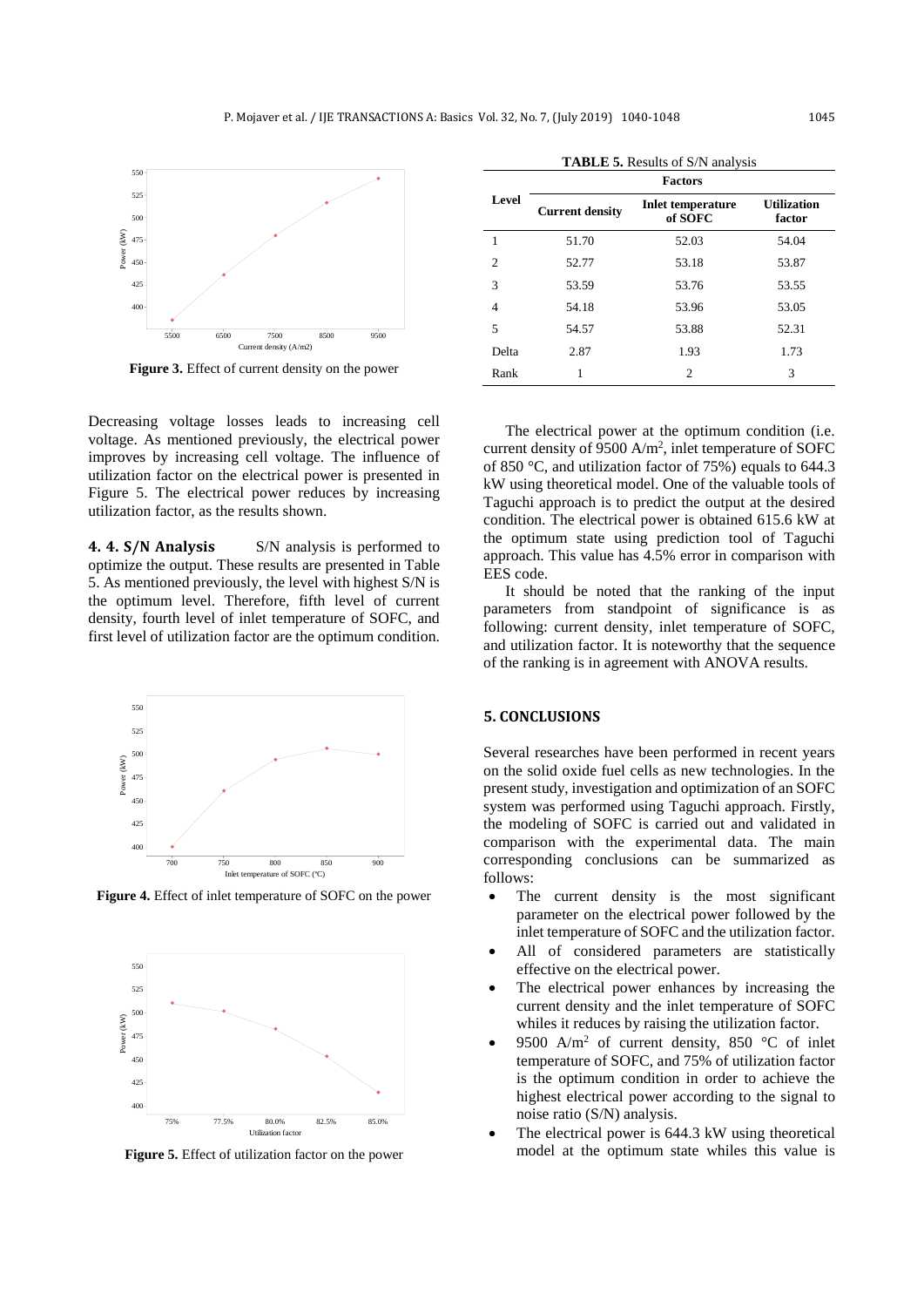Figure 3. Effect of current density on the power

Decreasing voltage losses leads to increasing cell voltage. As mentioned previously, the electrical power improves by increasing cell voltage. The influence of utilization factor on the electrical power is presented in Figure 5. The electrical power reduces by increasing utilization factor, as the results shown.

**4. 4. S/N Analysis** S/N analysis is performed to optimize the output. These results are presented in Table 5. As mentioned previously, the level with highest S/N is the optimum level. Therefore, fifth level of current density, fourth level of inlet temperature of SOFC, and first level of utilization factor are the optimum condition.

Figure 4. Effect of inlet temperature of SOFC on the power

Figure 5. Effect of utilization factor on the power

**TABLE 5.** Results of S/N analysis

| Level | Factors | | |
|---|---|---|---|
| | Current density | Inlet temperature of SOFC | Utilization factor |
| 1 | 51.70 | 52.03 | 54.04 |
| 2 | 52.77 | 53.18 | 53.87 |
| 3 | 53.59 | 53.76 | 53.55 |
| 4 | 54.18 | 53.96 | 53.05 |
| 5 | 54.57 | 53.88 | 52.31 |
| Delta | 2.87 | 1.93 | 1.73 |
| Rank | 1 | 2 | 3 |

The electrical power at the optimum condition (i.e. current density of 9500 $A/m^2$, inlet temperature of SOFC of 850 °C, and utilization factor of 75%) equals to 644.3 kW using theoretical model. One of the valuable tools of Taguchi approach is to predict the output at the desired condition. The electrical power is obtained 615.6 kW at the optimum state using prediction tool of Taguchi approach. This value has 4.5% error in comparison with EES code.

It should be noted that the ranking of the input parameters from standpoint of significance is as following: current density, inlet temperature of SOFC, and utilization factor. It is noteworthy that the sequence of the ranking is in agreement with ANOVA results.

## 5. CONCLUSIONS

Several researches have been performed in recent years on the solid oxide fuel cells as new technologies. In the present study, investigation and optimization of an SOFC system was performed using Taguchi approach. Firstly, the modeling of SOFC is carried out and validated in comparison with the experimental data. The main corresponding conclusions can be summarized as follows:

- The current density is the most significant parameter on the electrical power followed by the inlet temperature of SOFC and the utilization factor.
- All of considered parameters are statistically effective on the electrical power.
- The electrical power enhances by increasing the current density and the inlet temperature of SOFC whiles it reduces by raising the utilization factor.
- 9500 $A/m^2$ of current density, 850 °C of inlet temperature of SOFC, and 75% of utilization factor is the optimum condition in order to achieve the highest electrical power according to the signal to noise ratio (S/N) analysis.
- The electrical power is 644.3 kW using theoretical model at the optimum state whiles this value is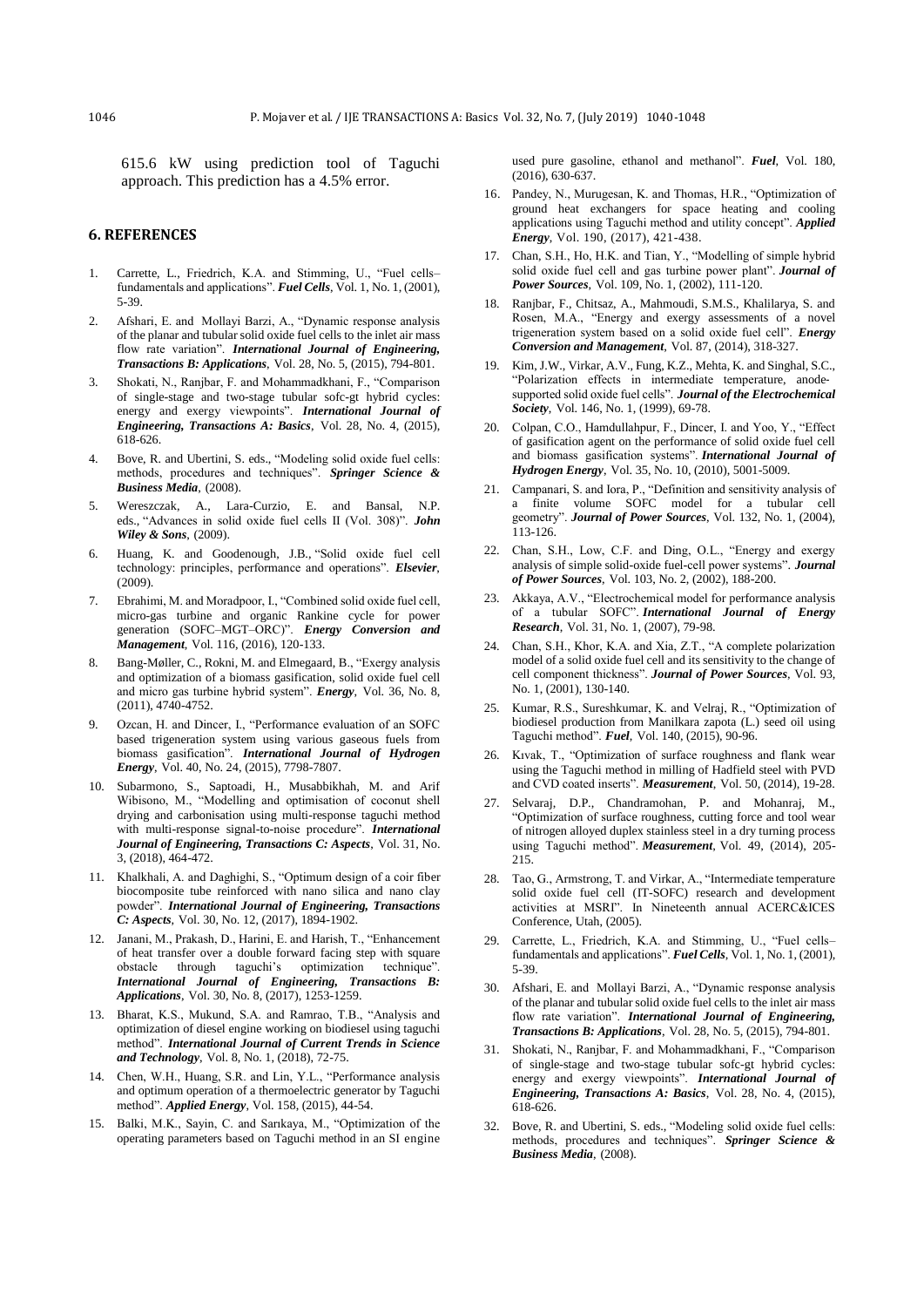615.6 kW using prediction tool of Taguchi approach. This prediction has a 4.5% error.

## 6. REFERENCES

1. Carrette, L., Friedrich, K.A. and Stimming, U., "Fuel cells–fundamentals and applications". ***Fuel Cells***, Vol. 1, No. 1, (2001), 5-39.
2. Afshari, E. and Mollayi Barzi, A., "Dynamic response analysis of the planar and tubular solid oxide fuel cells to the inlet air mass flow rate variation". ***International Journal of Engineering, Transactions B: Applications***, Vol. 28, No. 5, (2015), 794-801.
3. Shokati, N., Ranjbar, F. and Mohammadkhani, F., "Comparison of single-stage and two-stage tubular sofc-gt hybrid cycles: energy and exergy viewpoints". ***International Journal of Engineering, Transactions A: Basics***, Vol. 28, No. 4, (2015), 618-626.
4. Bove, R. and Ubertini, S. eds., "Modeling solid oxide fuel cells: methods, procedures and techniques". ***Springer Science & Business Media***, (2008).
5. Wereszczak, A., Lara-Curzio, E. and Bansal, N.P. eds., "Advances in solid oxide fuel cells II (Vol. 308)". ***John Wiley & Sons***, (2009).
6. Huang, K. and Goodenough, J.B., "Solid oxide fuel cell technology: principles, performance and operations". ***Elsevier***, (2009).
7. Ebrahimi, M. and Moradpoor, I., "Combined solid oxide fuel cell, micro-gas turbine and organic Rankine cycle for power generation (SOFC–MGT–ORC)". ***Energy Conversion and Management***, Vol. 116, (2016), 120-133.
8. Bang-Møller, C., Rokni, M. and Elmegaard, B., "Exergy analysis and optimization of a biomass gasification, solid oxide fuel cell and micro gas turbine hybrid system". ***Energy***, Vol. 36, No. 8, (2011), 4740-4752.
9. Ozcan, H. and Dincer, I., "Performance evaluation of an SOFC based trigeneration system using various gaseous fuels from biomass gasification". ***International Journal of Hydrogen Energy***, Vol. 40, No. 24, (2015), 7798-7807.
10. Subarmono, S., Saptoadi, H., Musabbikhah, M. and Arif Wibisono, M., "Modelling and optimisation of coconut shell drying and carbonisation using multi-response taguchi method with multi-response signal-to-noise procedure". ***International Journal of Engineering, Transactions C: Aspects***, Vol. 31, No. 3, (2018), 464-472.
11. Khalkhali, A. and Daghighi, S., "Optimum design of a coir fiber biocomposite tube reinforced with nano silica and nano clay powder". ***International Journal of Engineering, Transactions C: Aspects***, Vol. 30, No. 12, (2017), 1894-1902.
12. Janani, M., Prakash, D., Harini, E. and Harish, T., "Enhancement of heat transfer over a double forward facing step with square obstacle through taguchi's optimization technique". ***International Journal of Engineering, Transactions B: Applications***, Vol. 30, No. 8, (2017), 1253-1259.
13. Bharat, K.S., Mukund, S.A. and Ramrao, T.B., "Analysis and optimization of diesel engine working on biodiesel using taguchi method". ***International Journal of Current Trends in Science and Technology***, Vol. 8, No. 1, (2018), 72-75.
14. Chen, W.H., Huang, S.R. and Lin, Y.L., "Performance analysis and optimum operation of a thermoelectric generator by Taguchi method". ***Applied Energy***, Vol. 158, (2015), 44-54.
15. Balki, M.K., Sayin, C. and Sarıkaya, M., "Optimization of the operating parameters based on Taguchi method in an SI engine used pure gasoline, ethanol and methanol". ***Fuel***, Vol. 180, (2016), 630-637.
16. Pandey, N., Murugesan, K. and Thomas, H.R., "Optimization of ground heat exchangers for space heating and cooling applications using Taguchi method and utility concept". ***Applied Energy***, Vol. 190, (2017), 421-438.
17. Chan, S.H., Ho, H.K. and Tian, Y., "Modelling of simple hybrid solid oxide fuel cell and gas turbine power plant". ***Journal of Power Sources***, Vol. 109, No. 1, (2002), 111-120.
18. Ranjbar, F., Chitsaz, A., Mahmoudi, S.M.S., Khalilarya, S. and Rosen, M.A., "Energy and exergy assessments of a novel trigeneration system based on a solid oxide fuel cell". ***Energy Conversion and Management***, Vol. 87, (2014), 318-327.
19. Kim, J.W., Virkar, A.V., Fung, K.Z., Mehta, K. and Singhal, S.C., "Polarization effects in intermediate temperature, anode-supported solid oxide fuel cells". ***Journal of the Electrochemical Society***, Vol. 146, No. 1, (1999), 69-78.
20. Colpan, C.O., Hamdullahpur, F., Dincer, I. and Yoo, Y., "Effect of gasification agent on the performance of solid oxide fuel cell and biomass gasification systems". ***International Journal of Hydrogen Energy***, Vol. 35, No. 10, (2010), 5001-5009.
21. Campanari, S. and Iora, P., "Definition and sensitivity analysis of a finite volume SOFC model for a tubular cell geometry". ***Journal of Power Sources***, Vol. 132, No. 1, (2004), 113-126.
22. Chan, S.H., Low, C.F. and Ding, O.L., "Energy and exergy analysis of simple solid-oxide fuel-cell power systems". ***Journal of Power Sources***, Vol. 103, No. 2, (2002), 188-200.
23. Akkaya, A.V., "Electrochemical model for performance analysis of a tubular SOFC". ***International Journal of Energy Research***, Vol. 31, No. 1, (2007), 79-98.
24. Chan, S.H., Khor, K.A. and Xia, Z.T., "A complete polarization model of a solid oxide fuel cell and its sensitivity to the change of cell component thickness". ***Journal of Power Sources***, Vol. 93, No. 1, (2001), 130-140.
25. Kumar, R.S., Sureshkumar, K. and Velraj, R., "Optimization of biodiesel production from Manilkara zapota (L.) seed oil using Taguchi method". ***Fuel***, Vol. 140, (2015), 90-96.
26. Kıvak, T., "Optimization of surface roughness and flank wear using the Taguchi method in milling of Hadfield steel with PVD and CVD coated inserts". ***Measurement***, Vol. 50, (2014), 19-28.
27. Selvaraj, D.P., Chandramohan, P. and Mohanraj, M., "Optimization of surface roughness, cutting force and tool wear of nitrogen alloyed duplex stainless steel in a dry turning process using Taguchi method". ***Measurement***, Vol. 49, (2014), 205-215.
28. Tao, G., Armstrong, T. and Virkar, A., "Intermediate temperature solid oxide fuel cell (IT-SOFC) research and development activities at MSRI". In Nineteenth annual ACERC&ICES Conference, Utah, (2005).
29. Carrette, L., Friedrich, K.A. and Stimming, U., "Fuel cells–fundamentals and applications". ***Fuel Cells***, Vol. 1, No. 1, (2001), 5-39.
30. Afshari, E. and Mollayi Barzi, A., "Dynamic response analysis of the planar and tubular solid oxide fuel cells to the inlet air mass flow rate variation". ***International Journal of Engineering, Transactions B: Applications***, Vol. 28, No. 5, (2015), 794-801.
31. Shokati, N., Ranjbar, F. and Mohammadkhani, F., "Comparison of single-stage and two-stage tubular sofc-gt hybrid cycles: energy and exergy viewpoints". ***International Journal of Engineering, Transactions A: Basics***, Vol. 28, No. 4, (2015), 618-626.
32. Bove, R. and Ubertini, S. eds., "Modeling solid oxide fuel cells: methods, procedures and techniques". ***Springer Science & Business Media***, (2008).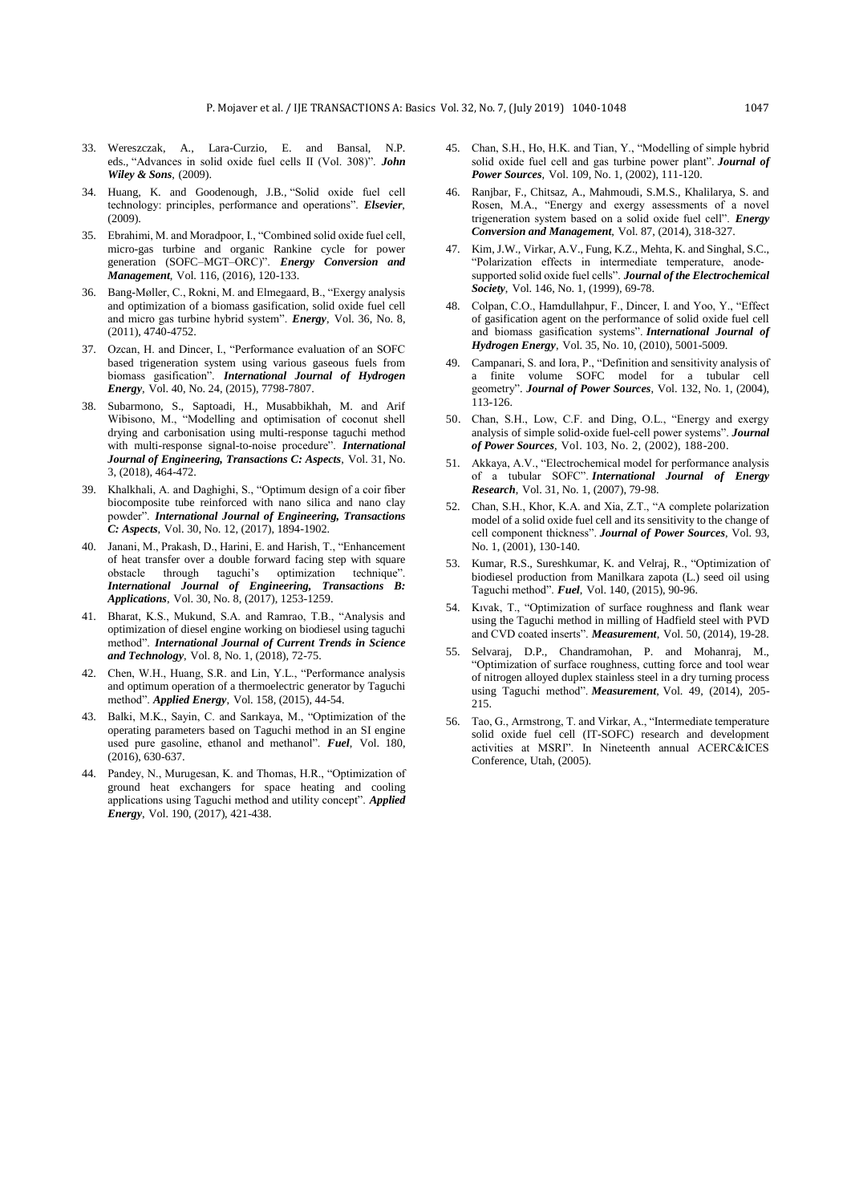33. Wereszczak, A., Lara-Curzio, E. and Bansal, N.P. eds., "Advances in solid oxide fuel cells II (Vol. 308)". ***John Wiley & Sons***, (2009).

34. Huang, K. and Goodenough, J.B., "Solid oxide fuel cell technology: principles, performance and operations". ***Elsevier***, (2009).

35. Ebrahimi, M. and Moradpoor, I., "Combined solid oxide fuel cell, micro-gas turbine and organic Rankine cycle for power generation (SOFC–MGT–ORC)". ***Energy Conversion and Management***, Vol. 116, (2016), 120-133.

36. Bang-Møller, C., Rokni, M. and Elmegaard, B., "Exergy analysis and optimization of a biomass gasification, solid oxide fuel cell and micro gas turbine hybrid system". ***Energy***, Vol. 36, No. 8, (2011), 4740-4752.

37. Ozcan, H. and Dincer, I., "Performance evaluation of an SOFC based trigeneration system using various gaseous fuels from biomass gasification". ***International Journal of Hydrogen Energy***, Vol. 40, No. 24, (2015), 7798-7807.

38. Subarmono, S., Saptoadi, H., Musabbikhah, M. and Arif Wibisono, M., "Modelling and optimisation of coconut shell drying and carbonisation using multi-response taguchi method with multi-response signal-to-noise procedure". ***International Journal of Engineering, Transactions C: Aspects***, Vol. 31, No. 3, (2018), 464-472.

39. Khalkhali, A. and Daghighi, S., "Optimum design of a coir fiber biocomposite tube reinforced with nano silica and nano clay powder". ***International Journal of Engineering, Transactions C: Aspects***, Vol. 30, No. 12, (2017), 1894-1902.

40. Janani, M., Prakash, D., Harini, E. and Harish, T., "Enhancement of heat transfer over a double forward facing step with square obstacle through taguchi's optimization technique". ***International Journal of Engineering, Transactions B: Applications***, Vol. 30, No. 8, (2017), 1253-1259.

41. Bharat, K.S., Mukund, S.A. and Ramrao, T.B., "Analysis and optimization of diesel engine working on biodiesel using taguchi method". ***International Journal of Current Trends in Science and Technology***, Vol. 8, No. 1, (2018), 72-75.

42. Chen, W.H., Huang, S.R. and Lin, Y.L., "Performance analysis and optimum operation of a thermoelectric generator by Taguchi method". ***Applied Energy***, Vol. 158, (2015), 44-54.

43. Balki, M.K., Sayin, C. and Sarıkaya, M., "Optimization of the operating parameters based on Taguchi method in an SI engine used pure gasoline, ethanol and methanol". ***Fuel***, Vol. 180, (2016), 630-637.

44. Pandey, N., Murugesan, K. and Thomas, H.R., "Optimization of ground heat exchangers for space heating and cooling applications using Taguchi method and utility concept". ***Applied Energy***, Vol. 190, (2017), 421-438.

45. Chan, S.H., Ho, H.K. and Tian, Y., "Modelling of simple hybrid solid oxide fuel cell and gas turbine power plant". ***Journal of Power Sources***, Vol. 109, No. 1, (2002), 111-120.

46. Ranjbar, F., Chitsaz, A., Mahmoudi, S.M.S., Khalilarya, S. and Rosen, M.A., "Energy and exergy assessments of a novel trigeneration system based on a solid oxide fuel cell". ***Energy Conversion and Management***, Vol. 87, (2014), 318-327.

47. Kim, J.W., Virkar, A.V., Fung, K.Z., Mehta, K. and Singhal, S.C., "Polarization effects in intermediate temperature, anode-supported solid oxide fuel cells". ***Journal of the Electrochemical Society***, Vol. 146, No. 1, (1999), 69-78.

48. Colpan, C.O., Hamdullahpur, F., Dincer, I. and Yoo, Y., "Effect of gasification agent on the performance of solid oxide fuel cell and biomass gasification systems". ***International Journal of Hydrogen Energy***, Vol. 35, No. 10, (2010), 5001-5009.

49. Campanari, S. and Iora, P., "Definition and sensitivity analysis of a finite volume SOFC model for a tubular cell geometry". ***Journal of Power Sources***, Vol. 132, No. 1, (2004), 113-126.

50. Chan, S.H., Low, C.F. and Ding, O.L., "Energy and exergy analysis of simple solid-oxide fuel-cell power systems". ***Journal of Power Sources***, Vol. 103, No. 2, (2002), 188-200.

51. Akkaya, A.V., "Electrochemical model for performance analysis of a tubular SOFC". ***International Journal of Energy Research***, Vol. 31, No. 1, (2007), 79-98.

52. Chan, S.H., Khor, K.A. and Xia, Z.T., "A complete polarization model of a solid oxide fuel cell and its sensitivity to the change of cell component thickness". ***Journal of Power Sources***, Vol. 93, No. 1, (2001), 130-140.

53. Kumar, R.S., Sureshkumar, K. and Velraj, R., "Optimization of biodiesel production from Manilkara zapota (L.) seed oil using Taguchi method". ***Fuel***, Vol. 140, (2015), 90-96.

54. Kıvak, T., "Optimization of surface roughness and flank wear using the Taguchi method in milling of Hadfield steel with PVD and CVD coated inserts". ***Measurement***, Vol. 50, (2014), 19-28.

55. Selvaraj, D.P., Chandramohan, P. and Mohanraj, M., "Optimization of surface roughness, cutting force and tool wear of nitrogen alloyed duplex stainless steel in a dry turning process using Taguchi method". ***Measurement***, Vol. 49, (2014), 205-215.

56. Tao, G., Armstrong, T. and Virkar, A., "Intermediate temperature solid oxide fuel cell (IT-SOFC) research and development activities at MSRI". In Nineteenth annual ACERC&ICES Conference, Utah, (2005).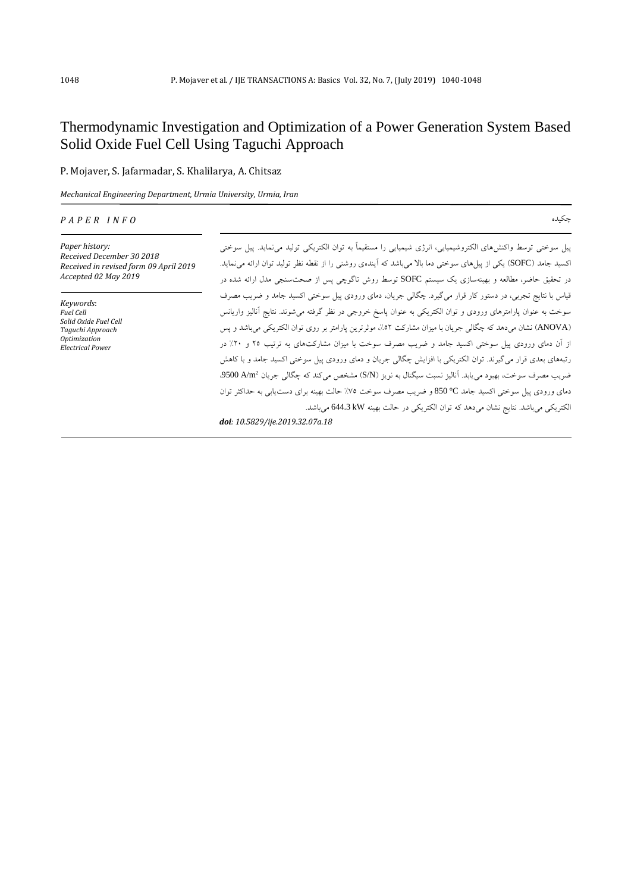# Thermodynamic Investigation and Optimization of a Power Generation System Based Solid Oxide Fuel Cell Using Taguchi Approach

P. Mojaver, S. Jafarmadar, S. Khalilarya, A. Chitsaz

*Mechanical Engineering Department, Urmia University, Urmia, Iran*

*PAPER INFO*

*Paper history:*
*Received December 30 2018*
*Received in revised form 09 April 2019*
*Accepted 02 May 2019*

*Keywords:*
*Fuel Cell*
*Solid Oxide Fuel Cell*
*Taguchi Approach*
*Optimization*
*Electrical Power*

چکیده

پیل سوختی توسط واکنش‌های الکتروشیمیایی، انرژی شیمیایی را مستقیماً به توان الکتریکی تولید می‌نماید. پیل سوختی اکسید جامد (SOFC) یکی از پیل‌های سوختی دما بالا می‌باشد که آینده‌ی روشنی را از نقطه نظر تولید توان ارائه می‌نماید. در تحقیق حاضر، مطالعه و بهینه‌سازی یک سیستم SOFC توسط روش تاگوچی پس از صحت‌سنجی مدل ارائه شده در قیاس با نتایج تجربی، در دستور کار قرار می‌گیرد. چگالی جریان، دمای ورودی پیل سوختی اکسید جامد و ضریب مصرف سوخت به عنوان پارامترهای ورودی و توان الکتریکی به عنوان پاسخ خروجی در نظر گرفته می‌شوند. نتایج آنالیز واریانس (ANOVA) نشان می‌دهد که چگالی جریان با میزان مشارکت ۵۲٪، موثرترین پارامتر بر روی توان الکتریکی می‌باشد و پس از آن دمای ورودی پیل سوختی اکسید جامد و ضریب مصرف سوخت با میزان مشارکت‌های به ترتیب ۲۵ و ۲۰٪ در رتبه‌های بعدی قرار می‌گیرند. توان الکتریکی با افزایش چگالی جریان و دمای ورودی پیل سوختی اکسید جامد و با کاهش ضریب مصرف سوخت، بهبود می‌یابد. آنالیز نسبت سیگنال به نویز (S/N) مشخص می‌کند که چگالی جریان $9500\ A/m^2$، دمای ورودی پیل سوختی اکسید جامد 850 °C و ضریب مصرف سوخت ۷۵٪ حالت بهینه برای دست‌یابی به حداکثر توان الکتریکی می‌باشد. نتایج نشان می‌دهد که توان الکتریکی در حالت بهینه 644.3 kW می‌باشد.

***doi**: 10.5829/ije.2019.32.07a.18*